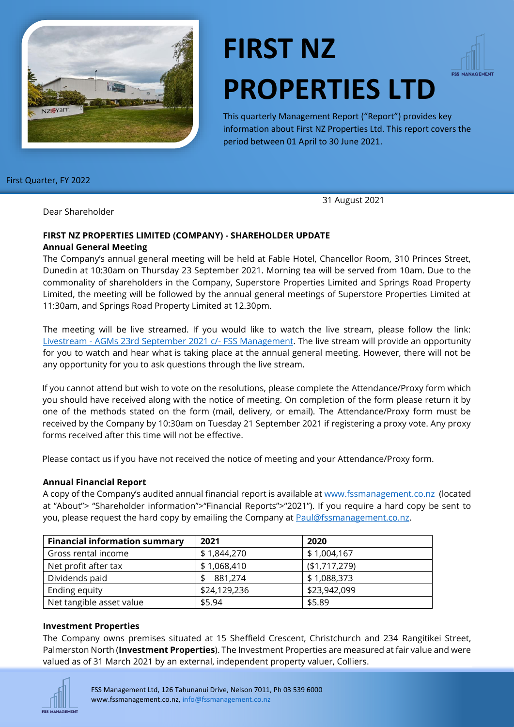# FIRST NZ PROPERTIES LTD

This quarterly Management Report ("Report") provides key information about First NZ Properties Ltd. This report covers the period between 01 April to 30 June 2021.

First Quarter, FY 2022

31 August 2021

Dear Shareholder

**FIRST NZ PROPERTIES LIMITED (COMPANY) - SHAREHOLDER UPDATE**

**Annual General Meeting**

The Company's annual general meeting will be held at Fable Hotel, Chancellor Room, 310 Princes Street, Dunedin at 10:30am on Thursday 23 September 2021. Morning tea will be served from 10am. Due to the commonality of shareholders in the Company, Superstore Properties Limited and Springs Road Property Limited, the meeting will be followed by the annual general meetings of Superstore Properties Limited at 11:30am, and Springs Road Property Limited at 12.30pm.

The meeting will be live streamed. If you would like to watch the live stream, please follow the link: Livestream - AGMs 23rd September 2021 c/- FSS Management. The live stream will provide an opportunity for you to watch and hear what is taking place at the annual general meeting. However, there will not be any opportunity for you to ask questions through the live stream.

If you cannot attend but wish to vote on the resolutions, please complete the Attendance/Proxy form which you should have received along with the notice of meeting. On completion of the form please return it by one of the methods stated on the form (mail, delivery, or email). The Attendance/Proxy form must be received by the Company by 10:30am on Tuesday 21 September 2021 if registering a proxy vote. Any proxy forms received after this time will not be effective.

Please contact us if you have not received the notice of meeting and your Attendance/Proxy form.

**Annual Financial Report**

A copy of the Company's audited annual financial report is available at www.fssmanagement.co.nz (located at "About"> "Shareholder information">"Financial Reports">"2021"). If you require a hard copy be sent to you, please request the hard copy by emailing the Company at Paul@fssmanagement.co.nz.

| Financial information summary | 2021 | 2020 |
|---|---|---|
| Gross rental income | $ 1,844,270 | $ 1,004,167 |
| Net profit after tax | $ 1,068,410 | ($1,717,279) |
| Dividends paid | $ 881,274 | $ 1,088,373 |
| Ending equity | $24,129,236 | $23,942,099 |
| Net tangible asset value | $5.94 | $5.89 |

**Investment Properties**

The Company owns premises situated at 15 Sheffield Crescent, Christchurch and 234 Rangitikei Street, Palmerston North (**Investment Properties**). The Investment Properties are measured at fair value and were valued as of 31 March 2021 by an external, independent property valuer, Colliers.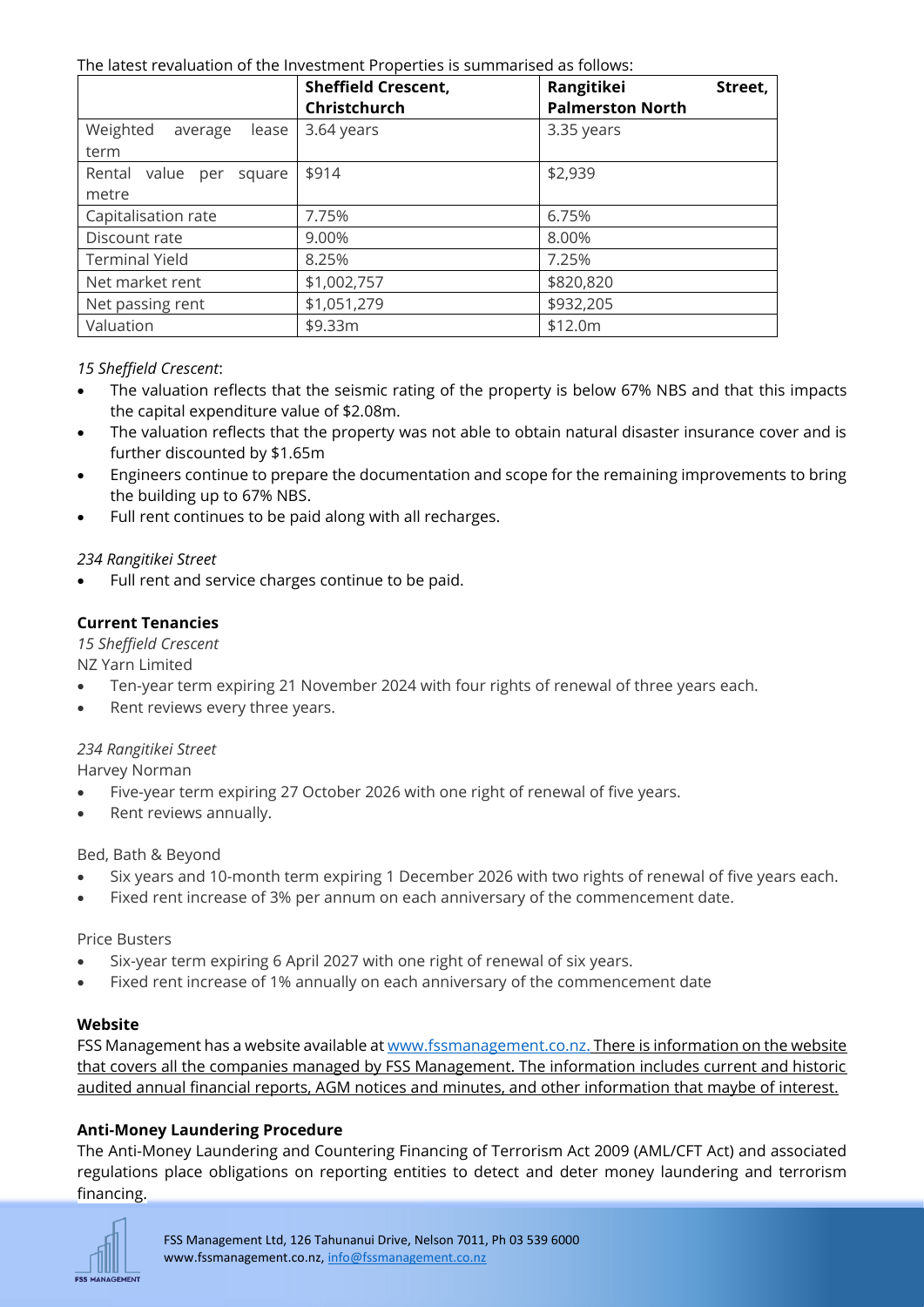The latest revaluation of the Investment Properties is summarised as follows:

| | **Sheffield Crescent, Christchurch** | **Rangitikei Street, Palmerston North** |
|---|---|---|
| Weighted average lease term | 3.64 years | 3.35 years |
| Rental value per square metre | $914 | $2,939 |
| Capitalisation rate | 7.75% | 6.75% |
| Discount rate | 9.00% | 8.00% |
| Terminal Yield | 8.25% | 7.25% |
| Net market rent | $1,002,757 | $820,820 |
| Net passing rent | $1,051,279 | $932,205 |
| Valuation | $9.33m | $12.0m |

*15 Sheffield Crescent*:

- The valuation reflects that the seismic rating of the property is below 67% NBS and that this impacts the capital expenditure value of $2.08m.
- The valuation reflects that the property was not able to obtain natural disaster insurance cover and is further discounted by $1.65m
- Engineers continue to prepare the documentation and scope for the remaining improvements to bring the building up to 67% NBS.
- Full rent continues to be paid along with all recharges.

*234 Rangitikei Street*

- Full rent and service charges continue to be paid.

**Current Tenancies**

*15 Sheffield Crescent*

NZ Yarn Limited

- Ten-year term expiring 21 November 2024 with four rights of renewal of three years each.
- Rent reviews every three years.

*234 Rangitikei Street*

Harvey Norman

- Five-year term expiring 27 October 2026 with one right of renewal of five years.
- Rent reviews annually.

Bed, Bath & Beyond

- Six years and 10-month term expiring 1 December 2026 with two rights of renewal of five years each.
- Fixed rent increase of 3% per annum on each anniversary of the commencement date.

Price Busters

- Six-year term expiring 6 April 2027 with one right of renewal of six years.
- Fixed rent increase of 1% annually on each anniversary of the commencement date

**Website**

FSS Management has a website available at www.fssmanagement.co.nz. There is information on the website that covers all the companies managed by FSS Management. The information includes current and historic audited annual financial reports, AGM notices and minutes, and other information that maybe of interest.

**Anti-Money Laundering Procedure**

The Anti-Money Laundering and Countering Financing of Terrorism Act 2009 (AML/CFT Act) and associated regulations place obligations on reporting entities to detect and deter money laundering and terrorism financing.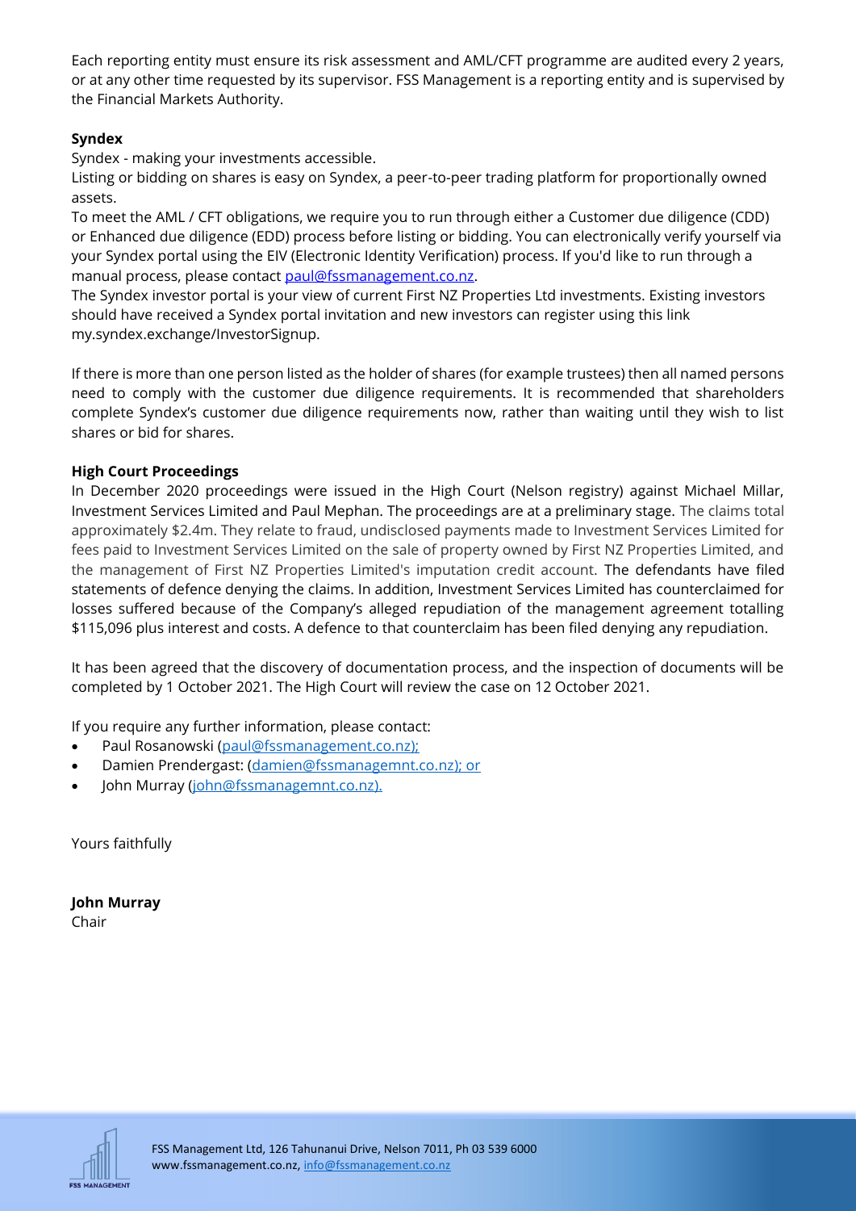Each reporting entity must ensure its risk assessment and AML/CFT programme are audited every 2 years, or at any other time requested by its supervisor. FSS Management is a reporting entity and is supervised by the Financial Markets Authority.

**Syndex**

Syndex - making your investments accessible.

Listing or bidding on shares is easy on Syndex, a peer-to-peer trading platform for proportionally owned assets.

To meet the AML / CFT obligations, we require you to run through either a Customer due diligence (CDD) or Enhanced due diligence (EDD) process before listing or bidding. You can electronically verify yourself via your Syndex portal using the EIV (Electronic Identity Verification) process. If you'd like to run through a manual process, please contact paul@fssmanagement.co.nz.

The Syndex investor portal is your view of current First NZ Properties Ltd investments. Existing investors should have received a Syndex portal invitation and new investors can register using this link my.syndex.exchange/InvestorSignup.

If there is more than one person listed as the holder of shares (for example trustees) then all named persons need to comply with the customer due diligence requirements. It is recommended that shareholders complete Syndex's customer due diligence requirements now, rather than waiting until they wish to list shares or bid for shares.

**High Court Proceedings**

In December 2020 proceedings were issued in the High Court (Nelson registry) against Michael Millar, Investment Services Limited and Paul Mephan. The proceedings are at a preliminary stage. The claims total approximately $2.4m. They relate to fraud, undisclosed payments made to Investment Services Limited for fees paid to Investment Services Limited on the sale of property owned by First NZ Properties Limited, and the management of First NZ Properties Limited's imputation credit account. The defendants have filed statements of defence denying the claims. In addition, Investment Services Limited has counterclaimed for losses suffered because of the Company's alleged repudiation of the management agreement totalling $115,096 plus interest and costs. A defence to that counterclaim has been filed denying any repudiation.

It has been agreed that the discovery of documentation process, and the inspection of documents will be completed by 1 October 2021. The High Court will review the case on 12 October 2021.

If you require any further information, please contact:

- Paul Rosanowski (paul@fssmanagement.co.nz);
- Damien Prendergast: (damien@fssmanagemnt.co.nz); or
- John Murray (john@fssmanagemnt.co.nz).

Yours faithfully

**John Murray**
Chair

FSS Management Ltd, 126 Tahunanui Drive, Nelson 7011, Ph 03 539 6000
www.fssmanagement.co.nz, info@fssmanagement.co.nz